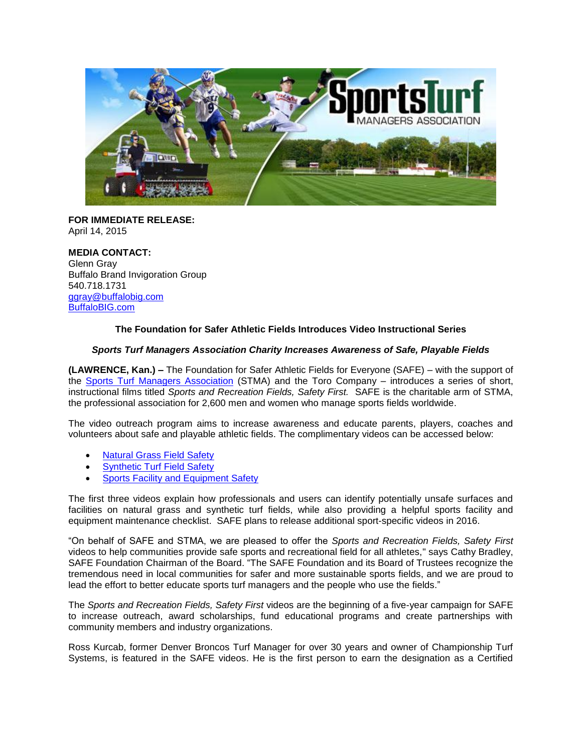**FOR IMMEDIATE RELEASE:**
April 14, 2015

**MEDIA CONTACT:**
Glenn Gray
Buffalo Brand Invigoration Group
540.718.1731
ggray@buffalobig.com
BuffaloBIG.com

**The Foundation for Safer Athletic Fields Introduces Video Instructional Series**

***Sports Turf Managers Association Charity Increases Awareness of Safe, Playable Fields***

**(LAWRENCE, Kan.) –** The Foundation for Safer Athletic Fields for Everyone (SAFE) – with the support of the Sports Turf Managers Association (STMA) and the Toro Company – introduces a series of short, instructional films titled *Sports and Recreation Fields, Safety First.* SAFE is the charitable arm of STMA, the professional association for 2,600 men and women who manage sports fields worldwide.

The video outreach program aims to increase awareness and educate parents, players, coaches and volunteers about safe and playable athletic fields. The complimentary videos can be accessed below:

- Natural Grass Field Safety
- Synthetic Turf Field Safety
- Sports Facility and Equipment Safety

The first three videos explain how professionals and users can identify potentially unsafe surfaces and facilities on natural grass and synthetic turf fields, while also providing a helpful sports facility and equipment maintenance checklist. SAFE plans to release additional sport-specific videos in 2016.

"On behalf of SAFE and STMA, we are pleased to offer the *Sports and Recreation Fields, Safety First* videos to help communities provide safe sports and recreational field for all athletes," says Cathy Bradley, SAFE Foundation Chairman of the Board. "The SAFE Foundation and its Board of Trustees recognize the tremendous need in local communities for safer and more sustainable sports fields, and we are proud to lead the effort to better educate sports turf managers and the people who use the fields."

The *Sports and Recreation Fields, Safety First* videos are the beginning of a five-year campaign for SAFE to increase outreach, award scholarships, fund educational programs and create partnerships with community members and industry organizations.

Ross Kurcab, former Denver Broncos Turf Manager for over 30 years and owner of Championship Turf Systems, is featured in the SAFE videos. He is the first person to earn the designation as a Certified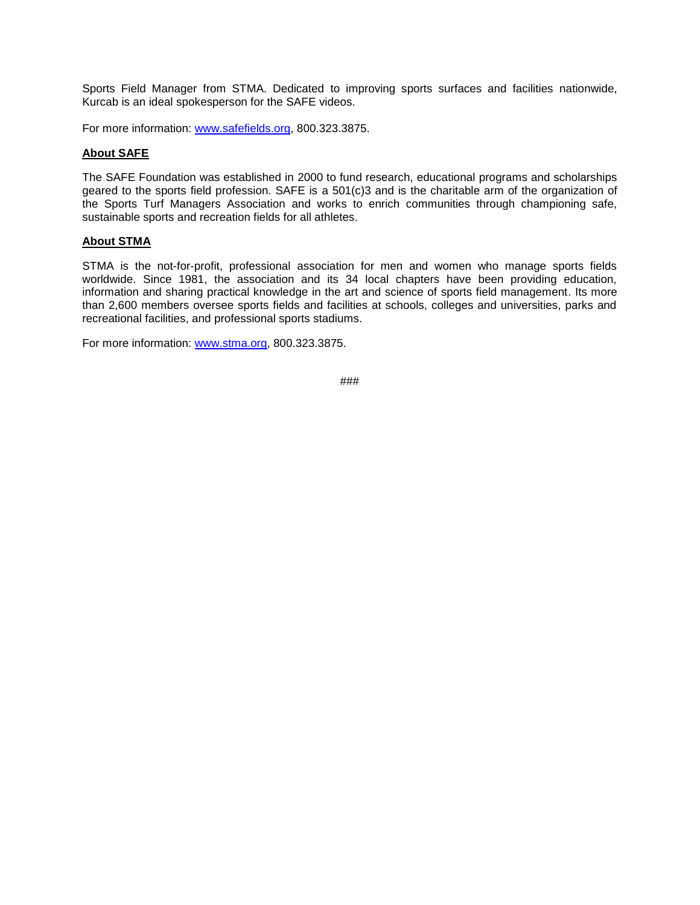Sports Field Manager from STMA. Dedicated to improving sports surfaces and facilities nationwide, Kurcab is an ideal spokesperson for the SAFE videos.

For more information: www.safefields.org, 800.323.3875.

**About SAFE**

The SAFE Foundation was established in 2000 to fund research, educational programs and scholarships geared to the sports field profession. SAFE is a 501(c)3 and is the charitable arm of the organization of the Sports Turf Managers Association and works to enrich communities through championing safe, sustainable sports and recreation fields for all athletes.

**About STMA**

STMA is the not-for-profit, professional association for men and women who manage sports fields worldwide. Since 1981, the association and its 34 local chapters have been providing education, information and sharing practical knowledge in the art and science of sports field management. Its more than 2,600 members oversee sports fields and facilities at schools, colleges and universities, parks and recreational facilities, and professional sports stadiums.

For more information: www.stma.org, 800.323.3875.

###